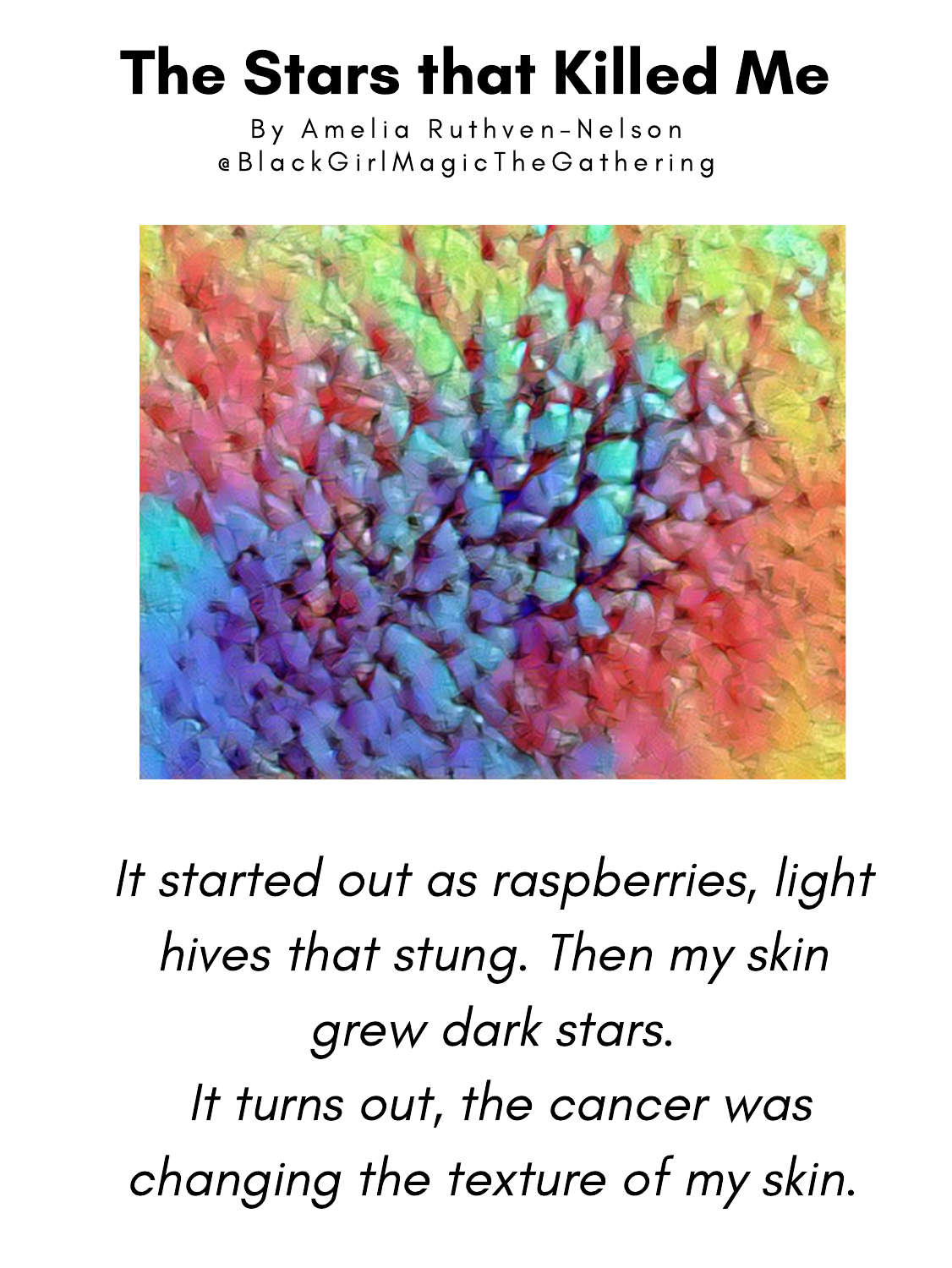# The Stars that Killed Me

By Amelia Ruthven-Nelson
@BlackGirlMagicTheGathering

*It started out as raspberries, light hives that stung. Then my skin grew dark stars.*
*It turns out, the cancer was changing the texture of my skin.*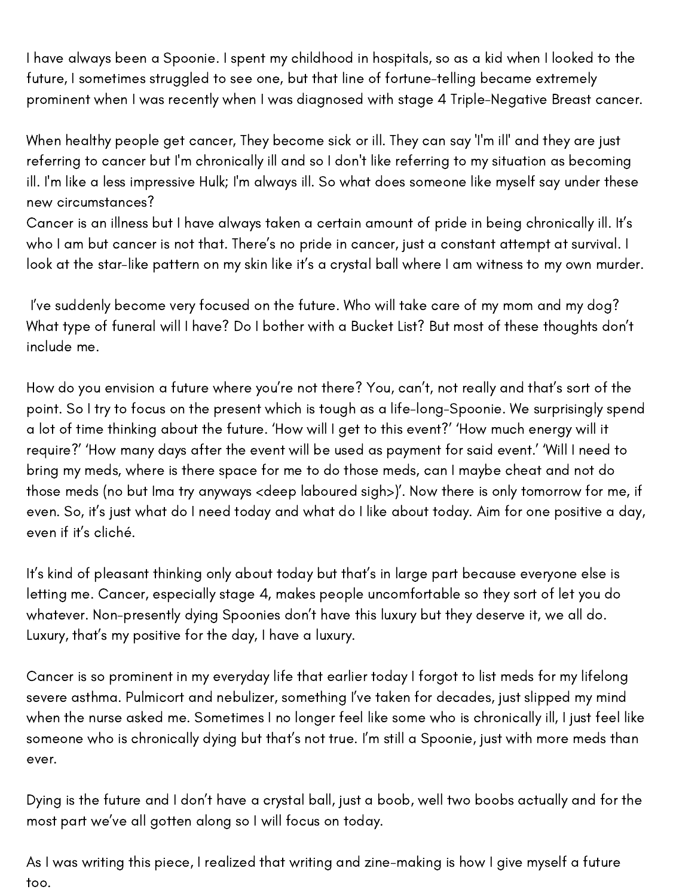I have always been a Spoonie. I spent my childhood in hospitals, so as a kid when I looked to the future, I sometimes struggled to see one, but that line of fortune-telling became extremely prominent when I was recently when I was diagnosed with stage 4 Triple-Negative Breast cancer.

When healthy people get cancer, They become sick or ill. They can say 'I'm ill' and they are just referring to cancer but I'm chronically ill and so I don't like referring to my situation as becoming ill. I'm like a less impressive Hulk; I'm always ill. So what does someone like myself say under these new circumstances?
Cancer is an illness but I have always taken a certain amount of pride in being chronically ill. It's who I am but cancer is not that. There's no pride in cancer, just a constant attempt at survival. I look at the star-like pattern on my skin like it's a crystal ball where I am witness to my own murder.

I've suddenly become very focused on the future. Who will take care of my mom and my dog? What type of funeral will I have? Do I bother with a Bucket List? But most of these thoughts don't include me.

How do you envision a future where you're not there? You, can't, not really and that's sort of the point. So I try to focus on the present which is tough as a life-long-Spoonie. We surprisingly spend a lot of time thinking about the future. 'How will I get to this event?' 'How much energy will it require?' 'How many days after the event will be used as payment for said event.' 'Will I need to bring my meds, where is there space for me to do those meds, can I maybe cheat and not do those meds (no but Ima try anyways <deep laboured sigh>)'. Now there is only tomorrow for me, if even. So, it's just what do I need today and what do I like about today. Aim for one positive a day, even if it's cliché.

It's kind of pleasant thinking only about today but that's in large part because everyone else is letting me. Cancer, especially stage 4, makes people uncomfortable so they sort of let you do whatever. Non-presently dying Spoonies don't have this luxury but they deserve it, we all do. Luxury, that's my positive for the day, I have a luxury.

Cancer is so prominent in my everyday life that earlier today I forgot to list meds for my lifelong severe asthma. Pulmicort and nebulizer, something I've taken for decades, just slipped my mind when the nurse asked me. Sometimes I no longer feel like some who is chronically ill, I just feel like someone who is chronically dying but that's not true. I'm still a Spoonie, just with more meds than ever.

Dying is the future and I don't have a crystal ball, just a boob, well two boobs actually and for the most part we've all gotten along so I will focus on today.

As I was writing this piece, I realized that writing and zine-making is how I give myself a future too.